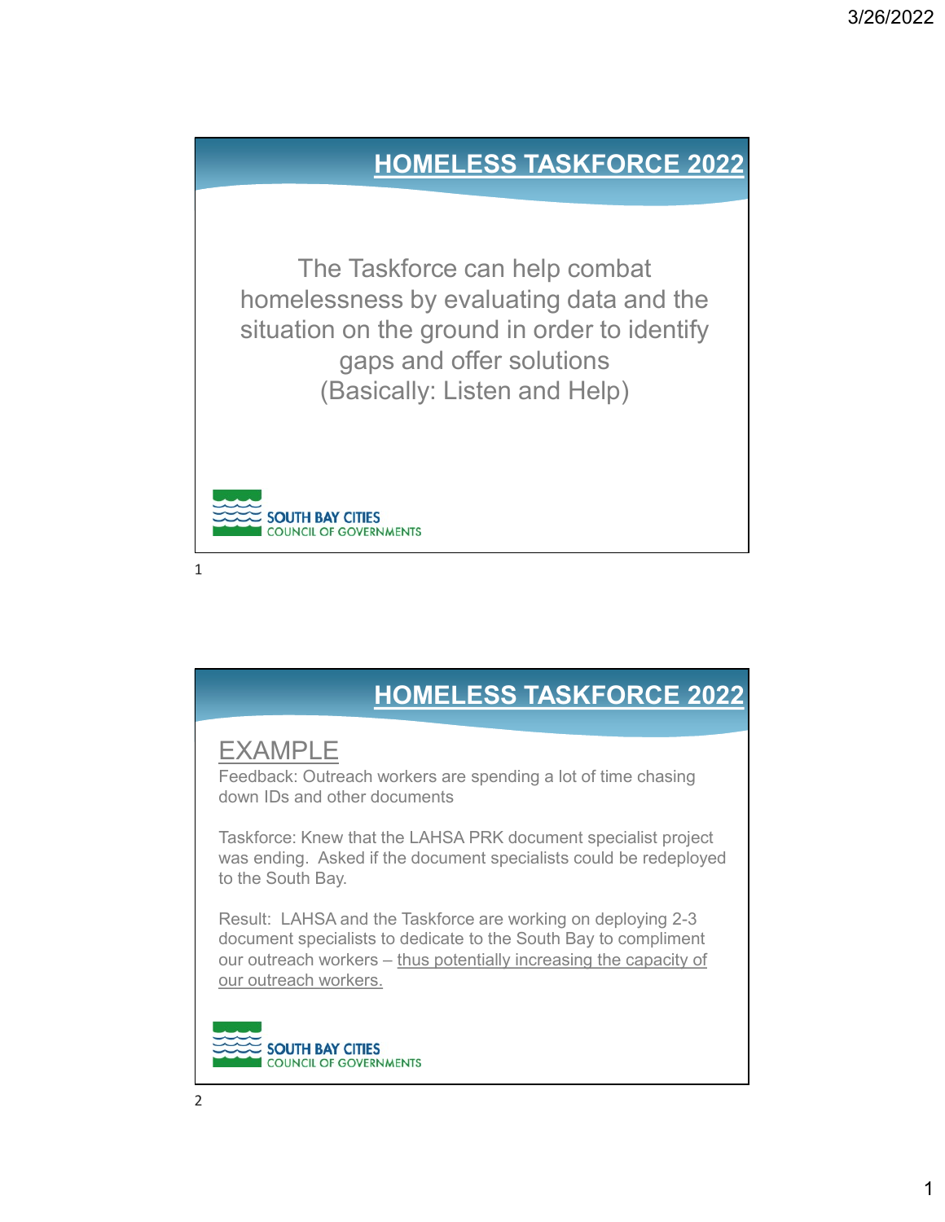## HOMELESS TASKFORCE 2022

The Taskforce can help combat homelessness by evaluating data and the situation on the ground in order to identify gaps and offer solutions
(Basically: Listen and Help)

SOUTH BAY CITIES
COUNCIL OF GOVERNMENTS

## HOMELESS TASKFORCE 2022

### EXAMPLE

Feedback: Outreach workers are spending a lot of time chasing down IDs and other documents

Taskforce: Knew that the LAHSA PRK document specialist project was ending. Asked if the document specialists could be redeployed to the South Bay.

Result: LAHSA and the Taskforce are working on deploying 2-3 document specialists to dedicate to the South Bay to compliment our outreach workers – thus potentially increasing the capacity of our outreach workers.

SOUTH BAY CITIES
COUNCIL OF GOVERNMENTS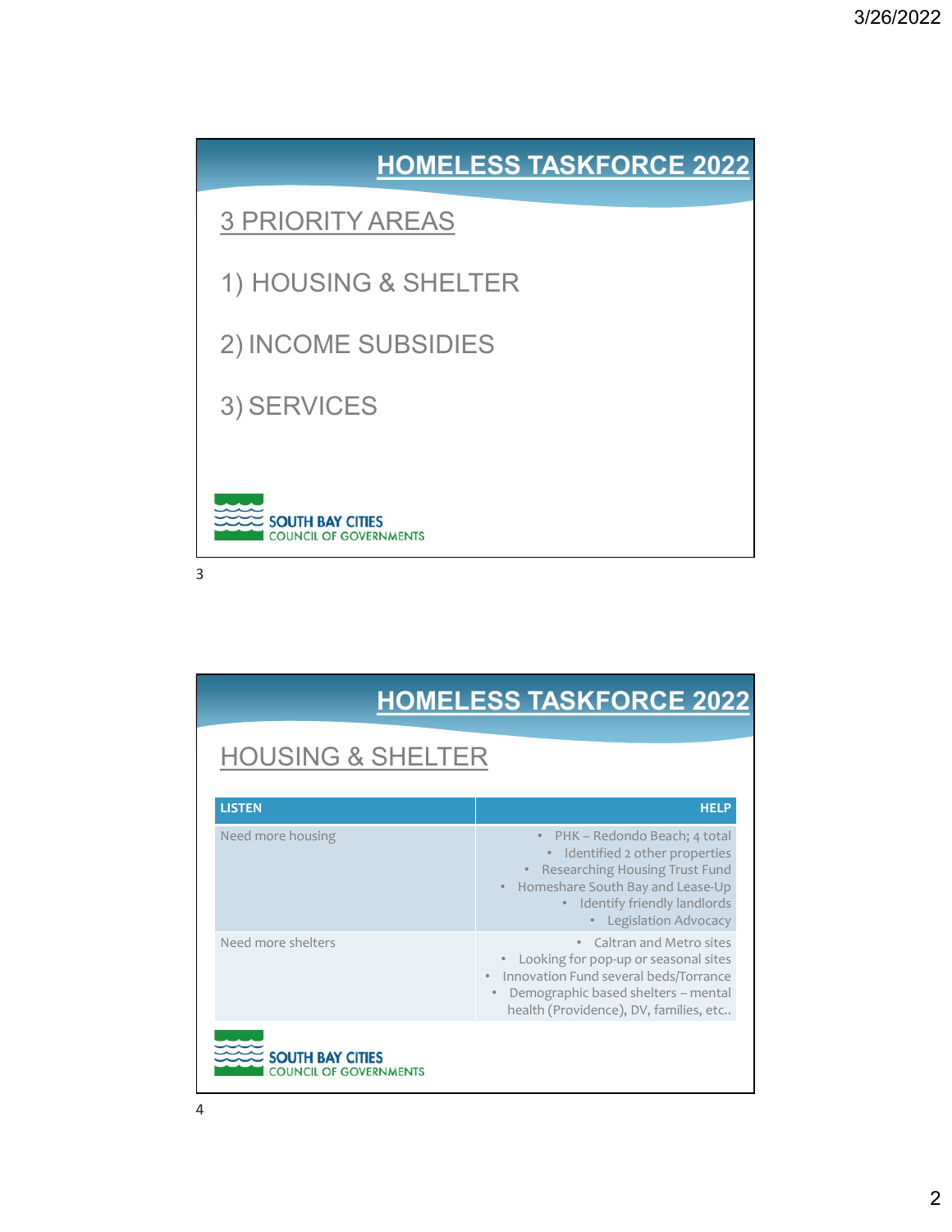## HOMELESS TASKFORCE 2022

### 3 PRIORITY AREAS

1) HOUSING & SHELTER

2) INCOME SUBSIDIES

3) SERVICES

SOUTH BAY CITIES COUNCIL OF GOVERNMENTS

## HOMELESS TASKFORCE 2022

### HOUSING & SHELTER

| LISTEN | HELP |
|---|---|
| Need more housing | • PHK – Redondo Beach; 4 total<br>• Identified 2 other properties<br>• Researching Housing Trust Fund<br>• Homeshare South Bay and Lease-Up<br>• Identify friendly landlords<br>• Legislation Advocacy |
| Need more shelters | • Caltran and Metro sites<br>• Looking for pop-up or seasonal sites<br>• Innovation Fund several beds/Torrance<br>• Demographic based shelters – mental health (Providence), DV, families, etc.. |

SOUTH BAY CITIES COUNCIL OF GOVERNMENTS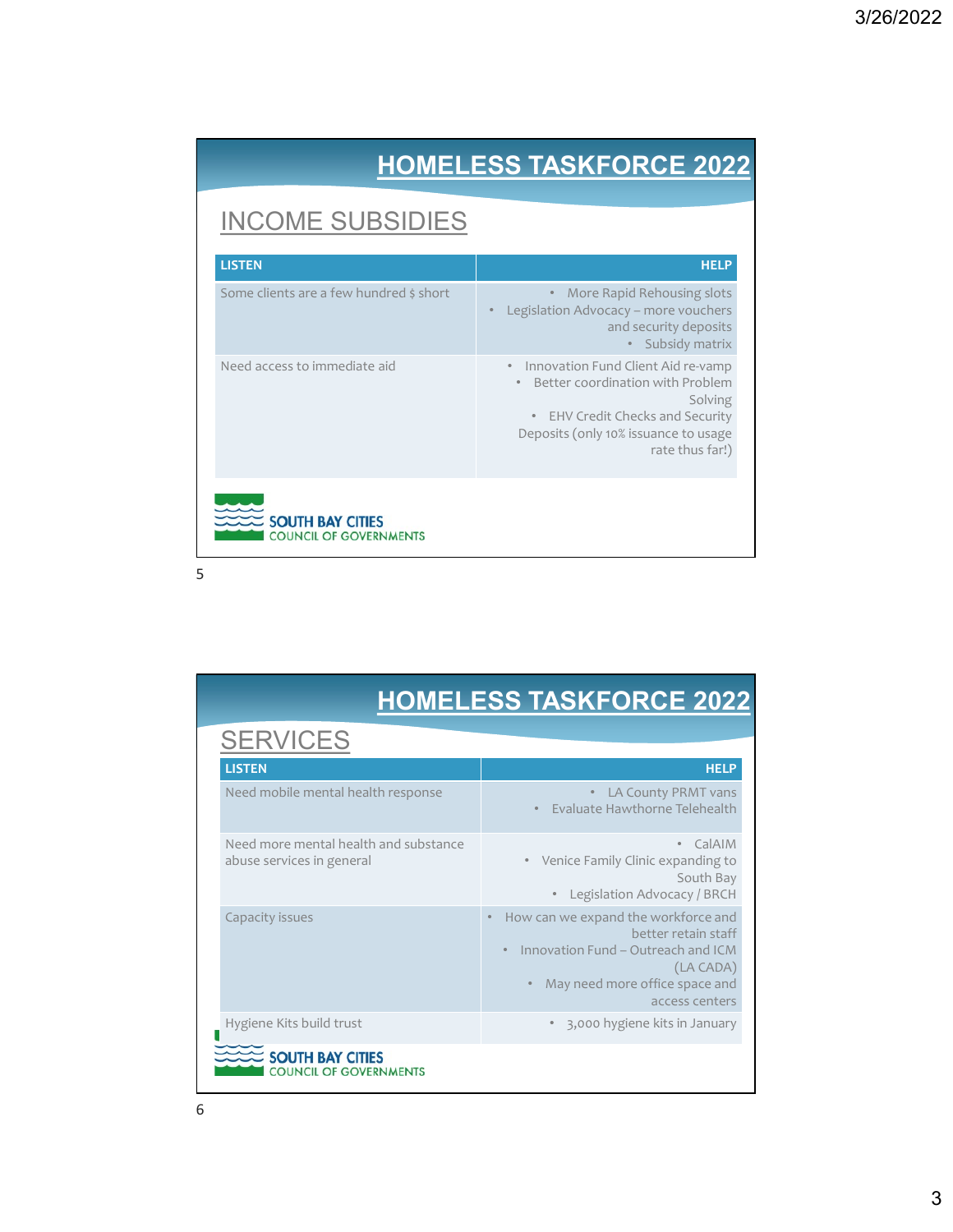## HOMELESS TASKFORCE 2022

### INCOME SUBSIDIES

| LISTEN | HELP |
|---|---|
| Some clients are a few hundred $ short | • More Rapid Rehousing slots<br>• Legislation Advocacy – more vouchers and security deposits<br>• Subsidy matrix |
| Need access to immediate aid | • Innovation Fund Client Aid re-vamp<br>• Better coordination with Problem Solving<br>• EHV Credit Checks and Security Deposits (only 10% issuance to usage rate thus far!) |

SOUTH BAY CITIES COUNCIL OF GOVERNMENTS

## HOMELESS TASKFORCE 2022

### SERVICES

| LISTEN | HELP |
|---|---|
| Need mobile mental health response | • LA County PRMT vans<br>• Evaluate Hawthorne Telehealth |
| Need more mental health and substance abuse services in general | • CalAIM<br>• Venice Family Clinic expanding to South Bay<br>• Legislation Advocacy / BRCH |
| Capacity issues | • How can we expand the workforce and better retain staff<br>• Innovation Fund – Outreach and ICM (LA CADA)<br>• May need more office space and access centers |
| Hygiene Kits build trust | • 3,000 hygiene kits in January |

SOUTH BAY CITIES COUNCIL OF GOVERNMENTS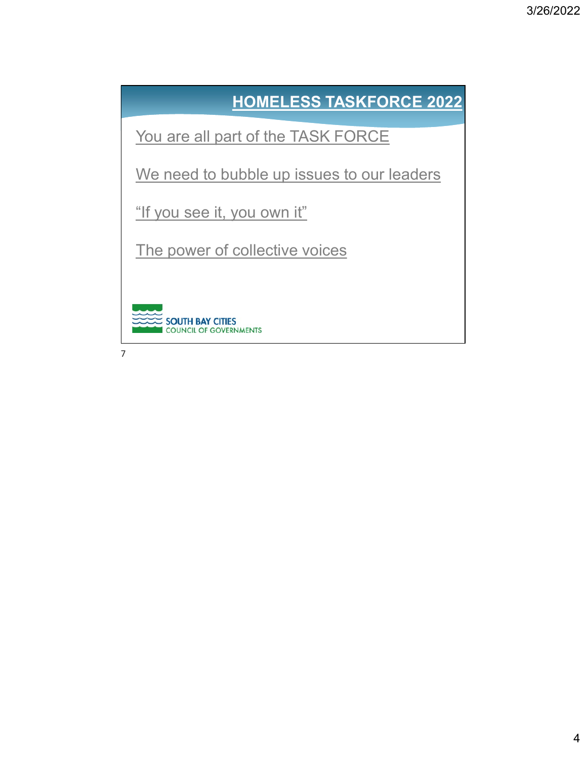## HOMELESS TASKFORCE 2022

You are all part of the TASK FORCE

We need to bubble up issues to our leaders

"If you see it, you own it"

The power of collective voices

SOUTH BAY CITIES
COUNCIL OF GOVERNMENTS